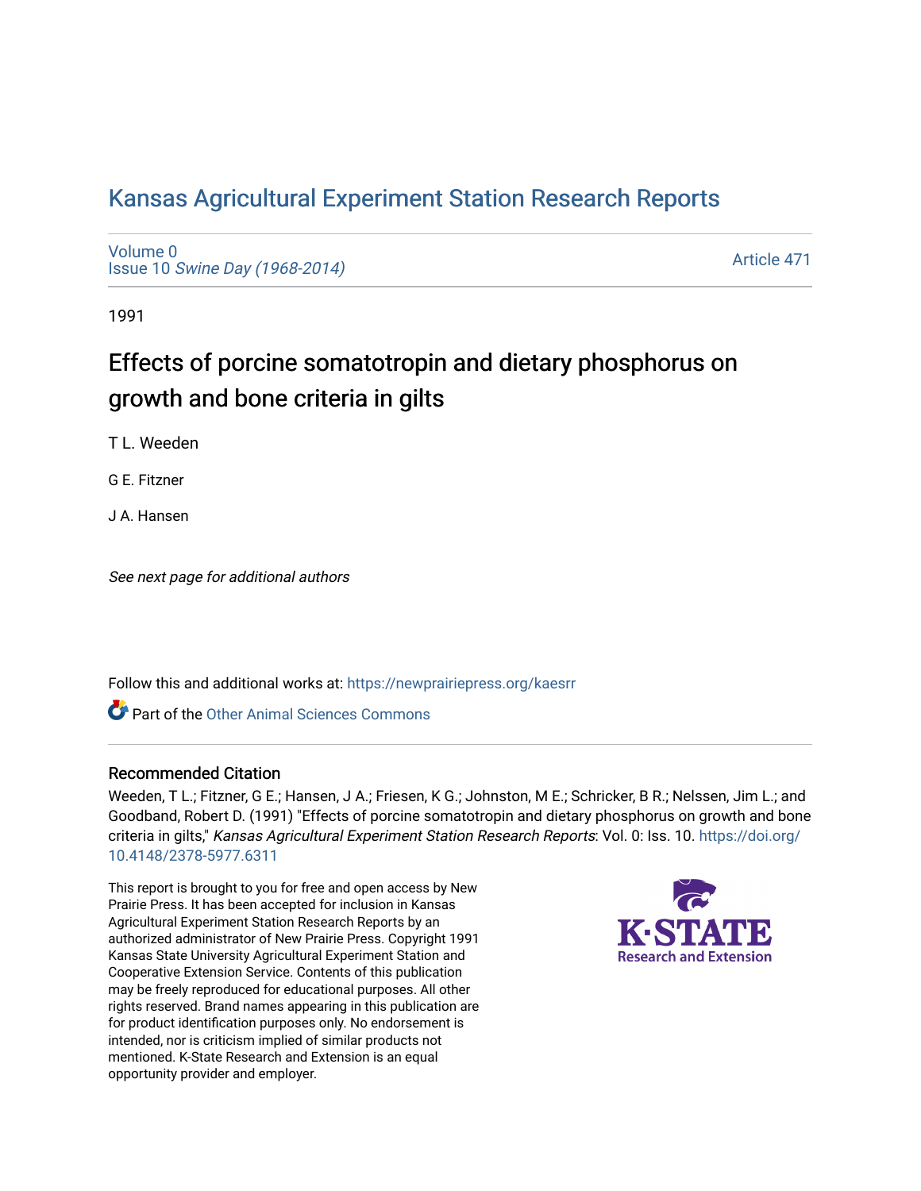# Kansas Agricultural Experiment Station Research Reports

Volume 0
Issue 10 *Swine Day (1968-2014)*

Article 471

1991

## Effects of porcine somatotropin and dietary phosphorus on growth and bone criteria in gilts

T L. Weeden

G E. Fitzner

J A. Hansen

*See next page for additional authors*

Follow this and additional works at: https://newprairiepress.org/kaesrr

Part of the Other Animal Sciences Commons

### Recommended Citation

Weeden, T L.; Fitzner, G E.; Hansen, J A.; Friesen, K G.; Johnston, M E.; Schricker, B R.; Nelssen, Jim L.; and Goodband, Robert D. (1991) "Effects of porcine somatotropin and dietary phosphorus on growth and bone criteria in gilts," *Kansas Agricultural Experiment Station Research Reports*: Vol. 0: Iss. 10. https://doi.org/10.4148/2378-5977.6311

This report is brought to you for free and open access by New Prairie Press. It has been accepted for inclusion in Kansas Agricultural Experiment Station Research Reports by an authorized administrator of New Prairie Press. Copyright 1991 Kansas State University Agricultural Experiment Station and Cooperative Extension Service. Contents of this publication may be freely reproduced for educational purposes. All other rights reserved. Brand names appearing in this publication are for product identification purposes only. No endorsement is intended, nor is criticism implied of similar products not mentioned. K-State Research and Extension is an equal opportunity provider and employer.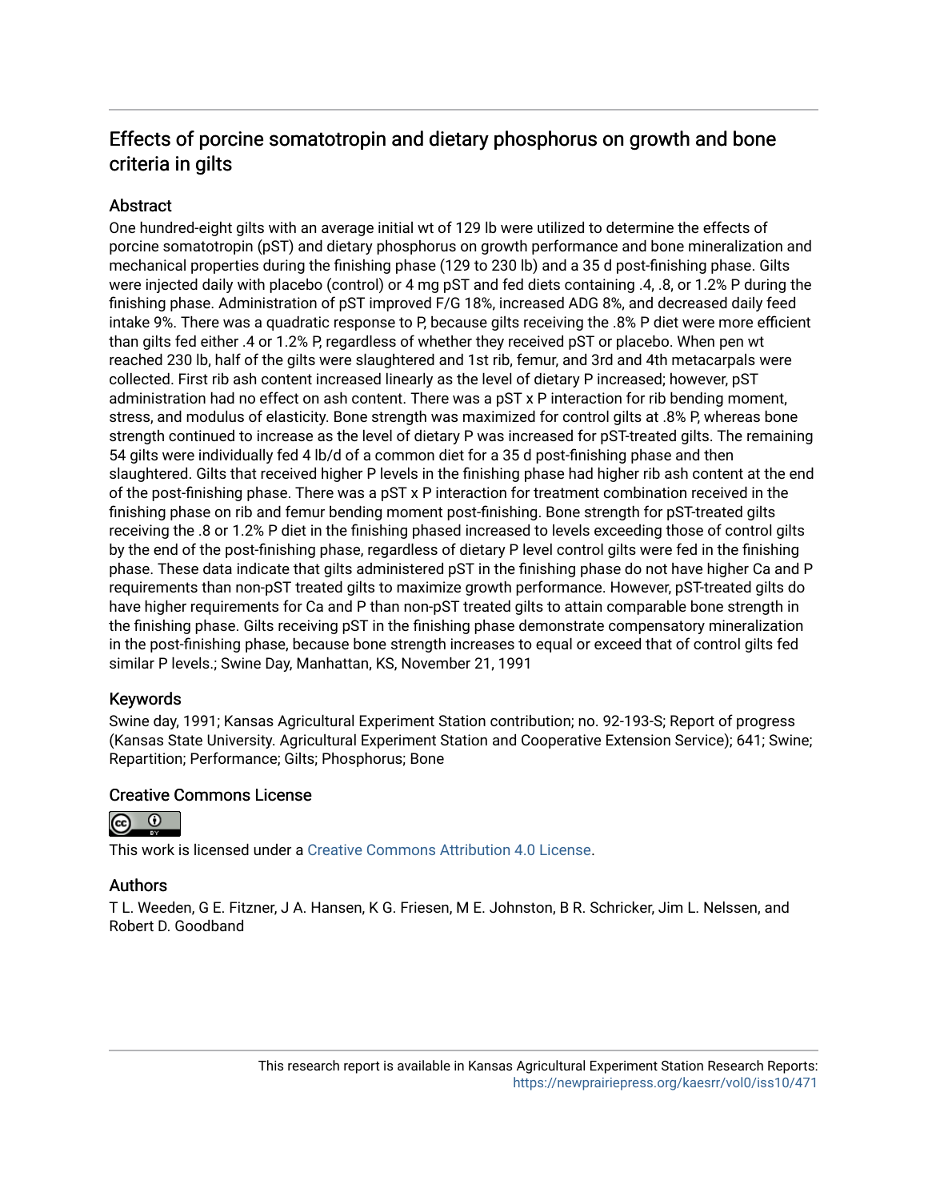# Effects of porcine somatotropin and dietary phosphorus on growth and bone criteria in gilts

## Abstract

One hundred-eight gilts with an average initial wt of 129 lb were utilized to determine the effects of porcine somatotropin (pST) and dietary phosphorus on growth performance and bone mineralization and mechanical properties during the finishing phase (129 to 230 lb) and a 35 d post-finishing phase. Gilts were injected daily with placebo (control) or 4 mg pST and fed diets containing .4, .8, or 1.2% P during the finishing phase. Administration of pST improved F/G 18%, increased ADG 8%, and decreased daily feed intake 9%. There was a quadratic response to P, because gilts receiving the .8% P diet were more efficient than gilts fed either .4 or 1.2% P, regardless of whether they received pST or placebo. When pen wt reached 230 lb, half of the gilts were slaughtered and 1st rib, femur, and 3rd and 4th metacarpals were collected. First rib ash content increased linearly as the level of dietary P increased; however, pST administration had no effect on ash content. There was a pST x P interaction for rib bending moment, stress, and modulus of elasticity. Bone strength was maximized for control gilts at .8% P, whereas bone strength continued to increase as the level of dietary P was increased for pST-treated gilts. The remaining 54 gilts were individually fed 4 lb/d of a common diet for a 35 d post-finishing phase and then slaughtered. Gilts that received higher P levels in the finishing phase had higher rib ash content at the end of the post-finishing phase. There was a pST x P interaction for treatment combination received in the finishing phase on rib and femur bending moment post-finishing. Bone strength for pST-treated gilts receiving the .8 or 1.2% P diet in the finishing phased increased to levels exceeding those of control gilts by the end of the post-finishing phase, regardless of dietary P level control gilts were fed in the finishing phase. These data indicate that gilts administered pST in the finishing phase do not have higher Ca and P requirements than non-pST treated gilts to maximize growth performance. However, pST-treated gilts do have higher requirements for Ca and P than non-pST treated gilts to attain comparable bone strength in the finishing phase. Gilts receiving pST in the finishing phase demonstrate compensatory mineralization in the post-finishing phase, because bone strength increases to equal or exceed that of control gilts fed similar P levels.; Swine Day, Manhattan, KS, November 21, 1991

## Keywords

Swine day, 1991; Kansas Agricultural Experiment Station contribution; no. 92-193-S; Report of progress (Kansas State University. Agricultural Experiment Station and Cooperative Extension Service); 641; Swine; Repartition; Performance; Gilts; Phosphorus; Bone

## Creative Commons License

This work is licensed under a Creative Commons Attribution 4.0 License.

## Authors

T L. Weeden, G E. Fitzner, J A. Hansen, K G. Friesen, M E. Johnston, B R. Schricker, Jim L. Nelssen, and Robert D. Goodband

This research report is available in Kansas Agricultural Experiment Station Research Reports: https://newprairiepress.org/kaesrr/vol0/iss10/471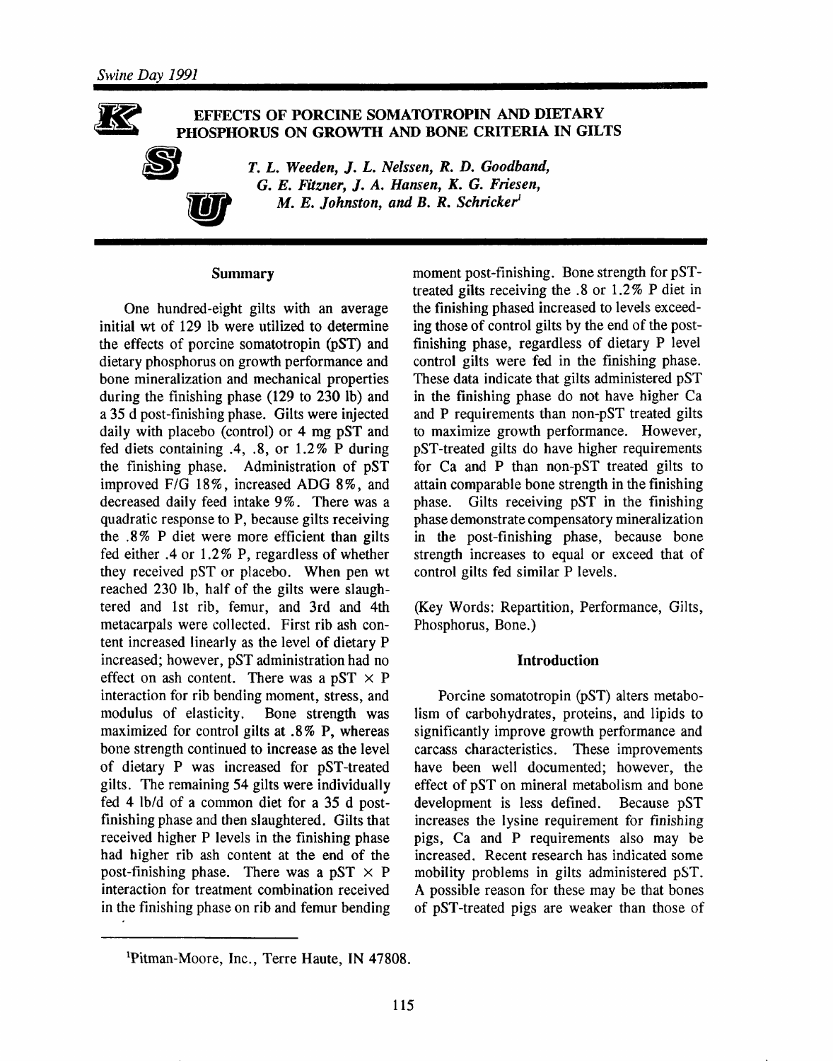# EFFECTS OF PORCINE SOMATOTROPIN AND DIETARY PHOSPHORUS ON GROWTH AND BONE CRITERIA IN GILTS

*T. L. Weeden, J. L. Nelssen, R. D. Goodband, G. E. Fitzner, J. A. Hansen, K. G. Friesen, M. E. Johnston, and B. R. Schricker*[1]

## Summary

One hundred-eight gilts with an average initial wt of 129 lb were utilized to determine the effects of porcine somatotropin (pST) and dietary phosphorus on growth performance and bone mineralization and mechanical properties during the finishing phase (129 to 230 lb) and a 35 d post-finishing phase. Gilts were injected daily with placebo (control) or 4 mg pST and fed diets containing .4, .8, or 1.2% P during the finishing phase. Administration of pST improved F/G 18%, increased ADG 8%, and decreased daily feed intake 9%. There was a quadratic response to P, because gilts receiving the .8% P diet were more efficient than gilts fed either .4 or 1.2% P, regardless of whether they received pST or placebo. When pen wt reached 230 lb, half of the gilts were slaughtered and 1st rib, femur, and 3rd and 4th metacarpals were collected. First rib ash content increased linearly as the level of dietary P increased; however, pST administration had no effect on ash content. There was a pST × P interaction for rib bending moment, stress, and modulus of elasticity. Bone strength was maximized for control gilts at .8% P, whereas bone strength continued to increase as the level of dietary P was increased for pST-treated gilts. The remaining 54 gilts were individually fed 4 lb/d of a common diet for a 35 d post-finishing phase and then slaughtered. Gilts that received higher P levels in the finishing phase had higher rib ash content at the end of the post-finishing phase. There was a pST × P interaction for treatment combination received in the finishing phase on rib and femur bending moment post-finishing. Bone strength for pST-treated gilts receiving the .8 or 1.2% P diet in the finishing phased increased to levels exceeding those of control gilts by the end of the post-finishing phase, regardless of dietary P level control gilts were fed in the finishing phase. These data indicate that gilts administered pST in the finishing phase do not have higher Ca and P requirements than non-pST treated gilts to maximize growth performance. However, pST-treated gilts do have higher requirements for Ca and P than non-pST treated gilts to attain comparable bone strength in the finishing phase. Gilts receiving pST in the finishing phase demonstrate compensatory mineralization in the post-finishing phase, because bone strength increases to equal or exceed that of control gilts fed similar P levels.

(Key Words: Repartition, Performance, Gilts, Phosphorus, Bone.)

## Introduction

Porcine somatotropin (pST) alters metabolism of carbohydrates, proteins, and lipids to significantly improve growth performance and carcass characteristics. These improvements have been well documented; however, the effect of pST on mineral metabolism and bone development is less defined. Because pST increases the lysine requirement for finishing pigs, Ca and P requirements also may be increased. Recent research has indicated some mobility problems in gilts administered pST. A possible reason for these may be that bones of pST-treated pigs are weaker than those of

[1]Pitman-Moore, Inc., Terre Haute, IN 47808.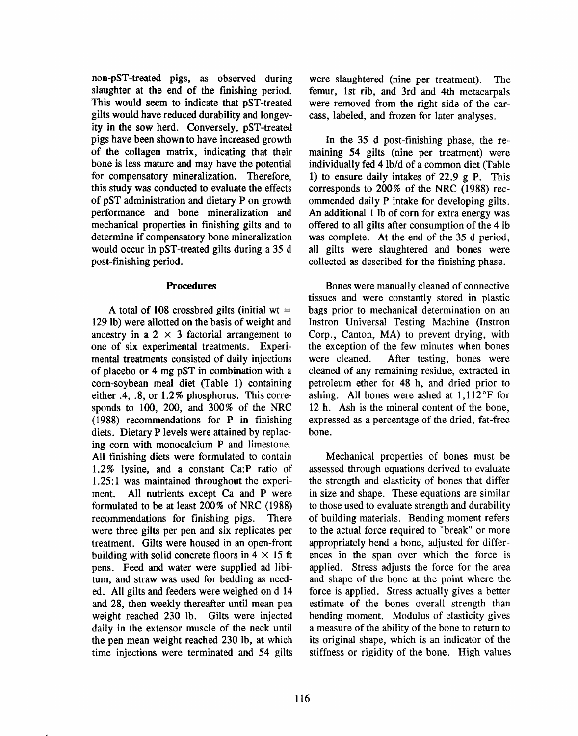non-pST-treated pigs, as observed during slaughter at the end of the finishing period. This would seem to indicate that pST-treated gilts would have reduced durability and longevity in the sow herd. Conversely, pST-treated pigs have been shown to have increased growth of the collagen matrix, indicating that their bone is less mature and may have the potential for compensatory mineralization. Therefore, this study was conducted to evaluate the effects of pST administration and dietary P on growth performance and bone mineralization and mechanical properties in finishing gilts and to determine if compensatory bone mineralization would occur in pST-treated gilts during a 35 d post-finishing period.

## Procedures

A total of 108 crossbred gilts (initial wt = 129 lb) were allotted on the basis of weight and ancestry in a 2 × 3 factorial arrangement to one of six experimental treatments. Experimental treatments consisted of daily injections of placebo or 4 mg pST in combination with a corn-soybean meal diet (Table 1) containing either .4, .8, or 1.2% phosphorus. This corresponds to 100, 200, and 300% of the NRC (1988) recommendations for P in finishing diets. Dietary P levels were attained by replacing corn with monocalcium P and limestone. All finishing diets were formulated to contain 1.2% lysine, and a constant Ca:P ratio of 1.25:1 was maintained throughout the experiment. All nutrients except Ca and P were formulated to be at least 200% of NRC (1988) recommendations for finishing pigs. There were three gilts per pen and six replicates per treatment. Gilts were housed in an open-front building with solid concrete floors in 4 × 15 ft pens. Feed and water were supplied ad libitum, and straw was used for bedding as needed. All gilts and feeders were weighed on d 14 and 28, then weekly thereafter until mean pen weight reached 230 lb. Gilts were injected daily in the extensor muscle of the neck until the pen mean weight reached 230 lb, at which time injections were terminated and 54 gilts were slaughtered (nine per treatment). The femur, 1st rib, and 3rd and 4th metacarpals were removed from the right side of the carcass, labeled, and frozen for later analyses.

In the 35 d post-finishing phase, the remaining 54 gilts (nine per treatment) were individually fed 4 lb/d of a common diet (Table 1) to ensure daily intakes of 22.9 g P. This corresponds to 200% of the NRC (1988) recommended daily P intake for developing gilts. An additional 1 lb of corn for extra energy was offered to all gilts after consumption of the 4 lb was complete. At the end of the 35 d period, all gilts were slaughtered and bones were collected as described for the finishing phase.

Bones were manually cleaned of connective tissues and were constantly stored in plastic bags prior to mechanical determination on an Instron Universal Testing Machine (Instron Corp., Canton, MA) to prevent drying, with the exception of the few minutes when bones were cleaned. After testing, bones were cleaned of any remaining residue, extracted in petroleum ether for 48 h, and dried prior to ashing. All bones were ashed at 1,112°F for 12 h. Ash is the mineral content of the bone, expressed as a percentage of the dried, fat-free bone.

Mechanical properties of bones must be assessed through equations derived to evaluate the strength and elasticity of bones that differ in size and shape. These equations are similar to those used to evaluate strength and durability of building materials. Bending moment refers to the actual force required to "break" or more appropriately bend a bone, adjusted for differences in the span over which the force is applied. Stress adjusts the force for the area and shape of the bone at the point where the force is applied. Stress actually gives a better estimate of the bones overall strength than bending moment. Modulus of elasticity gives a measure of the ability of the bone to return to its original shape, which is an indicator of the stiffness or rigidity of the bone. High values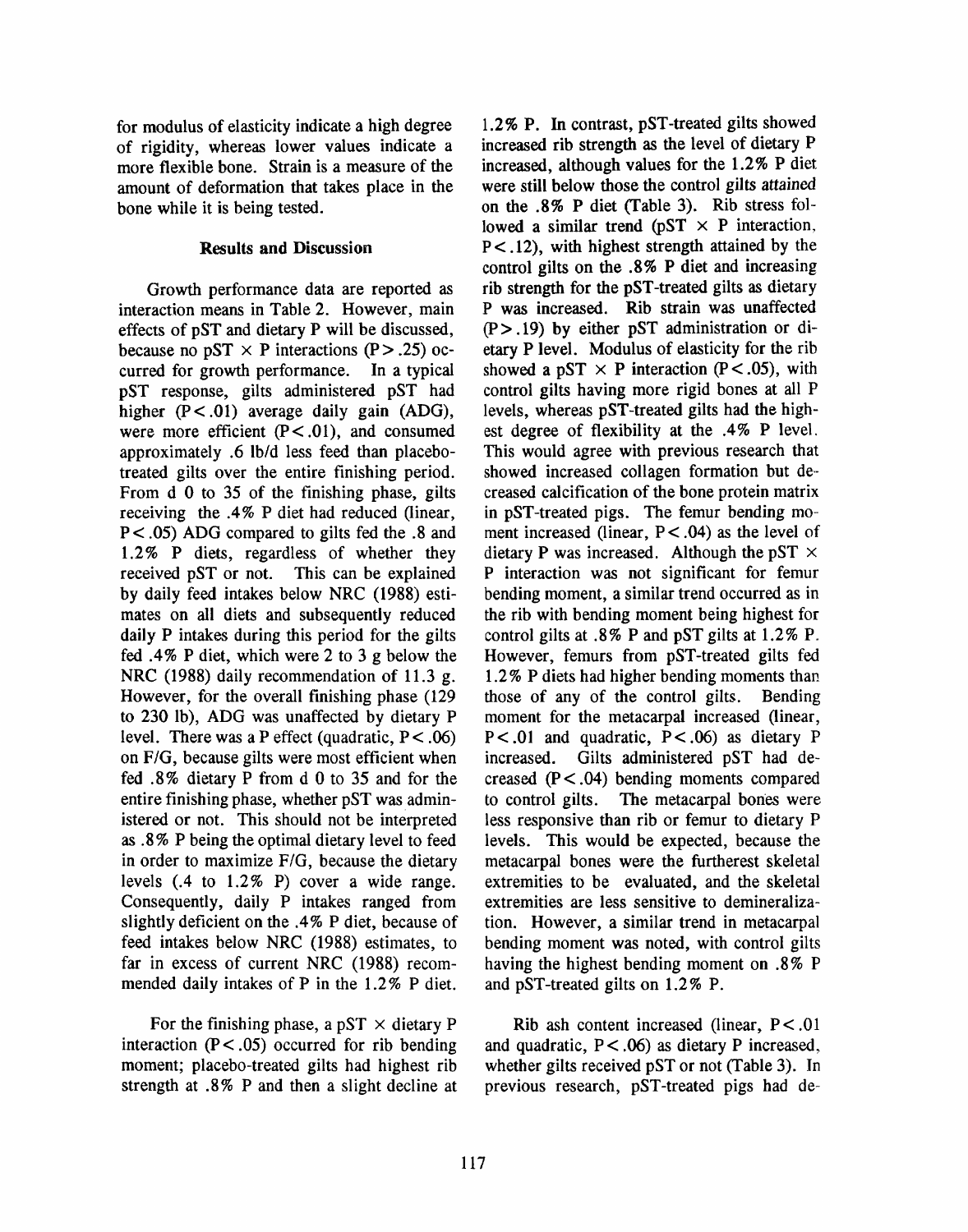for modulus of elasticity indicate a high degree of rigidity, whereas lower values indicate a more flexible bone. Strain is a measure of the amount of deformation that takes place in the bone while it is being tested.

## Results and Discussion

Growth performance data are reported as interaction means in Table 2. However, main effects of pST and dietary P will be discussed, because no pST × P interactions ($P > .25$) occurred for growth performance. In a typical pST response, gilts administered pST had higher ($P < .01$) average daily gain (ADG), were more efficient ($P < .01$), and consumed approximately .6 lb/d less feed than placebo-treated gilts over the entire finishing period. From d 0 to 35 of the finishing phase, gilts receiving the .4% P diet had reduced (linear, $P < .05$) ADG compared to gilts fed the .8 and 1.2% P diets, regardless of whether they received pST or not. This can be explained by daily feed intakes below NRC (1988) estimates on all diets and subsequently reduced daily P intakes during this period for the gilts fed .4% P diet, which were 2 to 3 g below the NRC (1988) daily recommendation of 11.3 g. However, for the overall finishing phase (129 to 230 lb), ADG was unaffected by dietary P level. There was a P effect (quadratic, $P < .06$) on F/G, because gilts were most efficient when fed .8% dietary P from d 0 to 35 and for the entire finishing phase, whether pST was administered or not. This should not be interpreted as .8% P being the optimal dietary level to feed in order to maximize F/G, because the dietary levels (.4 to 1.2% P) cover a wide range. Consequently, daily P intakes ranged from slightly deficient on the .4% P diet, because of feed intakes below NRC (1988) estimates, to far in excess of current NRC (1988) recommended daily intakes of P in the 1.2% P diet.

For the finishing phase, a pST × dietary P interaction ($P < .05$) occurred for rib bending moment; placebo-treated gilts had highest rib strength at .8% P and then a slight decline at 1.2% P. In contrast, pST-treated gilts showed increased rib strength as the level of dietary P increased, although values for the 1.2% P diet were still below those the control gilts attained on the .8% P diet (Table 3). Rib stress followed a similar trend (pST × P interaction, $P < .12$), with highest strength attained by the control gilts on the .8% P diet and increasing rib strength for the pST-treated gilts as dietary P was increased. Rib strain was unaffected ($P > .19$) by either pST administration or dietary P level. Modulus of elasticity for the rib showed a pST × P interaction ($P < .05$), with control gilts having more rigid bones at all P levels, whereas pST-treated gilts had the highest degree of flexibility at the .4% P level. This would agree with previous research that showed increased collagen formation but decreased calcification of the bone protein matrix in pST-treated pigs. The femur bending moment increased (linear, $P < .04$) as the level of dietary P was increased. Although the pST × P interaction was not significant for femur bending moment, a similar trend occurred as in the rib with bending moment being highest for control gilts at .8% P and pST gilts at 1.2% P. However, femurs from pST-treated gilts fed 1.2% P diets had higher bending moments than those of any of the control gilts. Bending moment for the metacarpal increased (linear, $P < .01$ and quadratic, $P < .06$) as dietary P increased. Gilts administered pST had decreased ($P < .04$) bending moments compared to control gilts. The metacarpal bones were less responsive than rib or femur to dietary P levels. This would be expected, because the metacarpal bones were the furtherest skeletal extremities to be evaluated, and the skeletal extremities are less sensitive to demineralization. However, a similar trend in metacarpal bending moment was noted, with control gilts having the highest bending moment on .8% P and pST-treated gilts on 1.2% P.

Rib ash content increased (linear, $P < .01$ and quadratic, $P < .06$) as dietary P increased, whether gilts received pST or not (Table 3). In previous research, pST-treated pigs had de-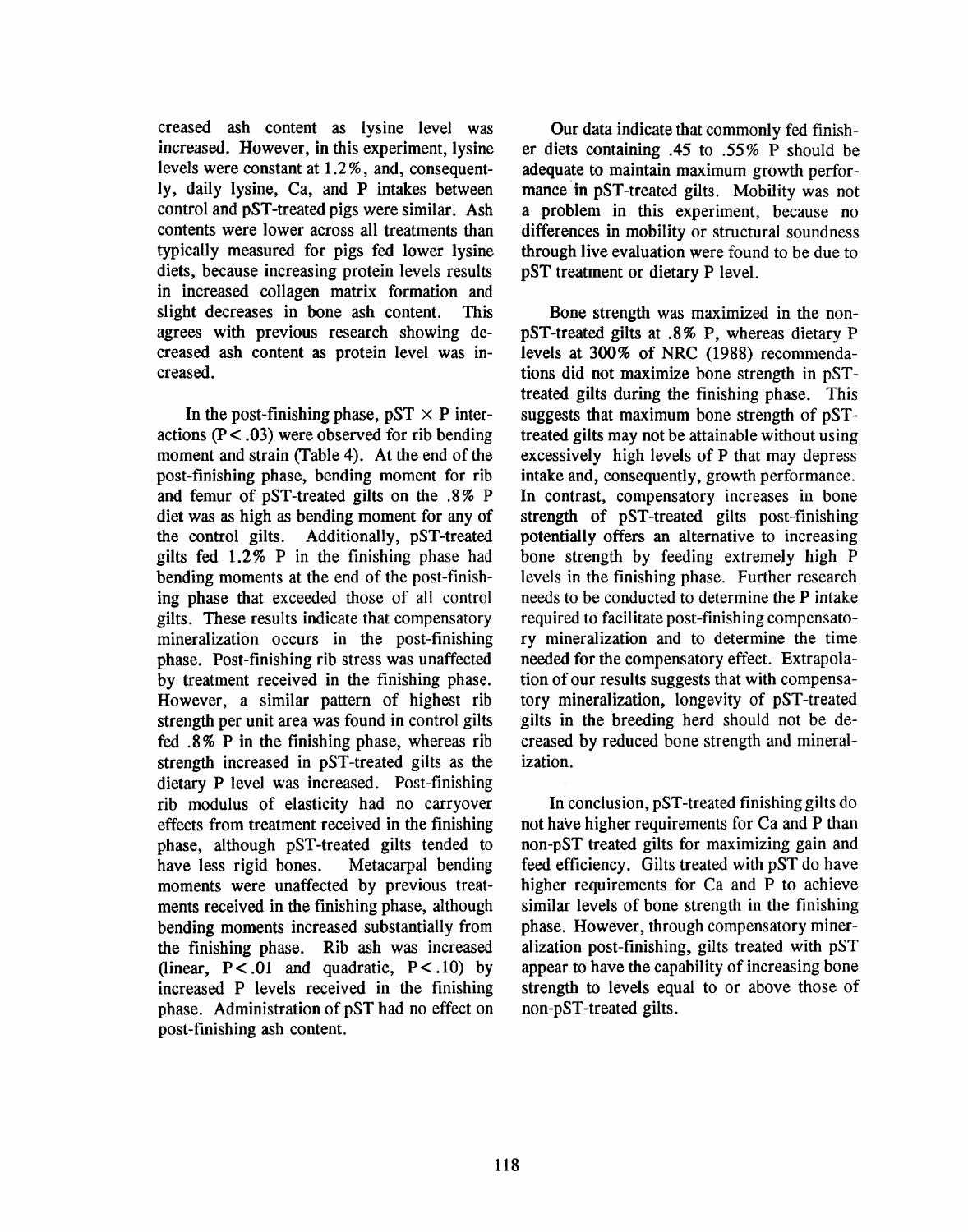creased ash content as lysine level was increased. However, in this experiment, lysine levels were constant at 1.2%, and, consequently, daily lysine, Ca, and P intakes between control and pST-treated pigs were similar. Ash contents were lower across all treatments than typically measured for pigs fed lower lysine diets, because increasing protein levels results in increased collagen matrix formation and slight decreases in bone ash content. This agrees with previous research showing decreased ash content as protein level was increased.

In the post-finishing phase, pST × P interactions ($P < .03$) were observed for rib bending moment and strain (Table 4). At the end of the post-finishing phase, bending moment for rib and femur of pST-treated gilts on the .8% P diet was as high as bending moment for any of the control gilts. Additionally, pST-treated gilts fed 1.2% P in the finishing phase had bending moments at the end of the post-finishing phase that exceeded those of all control gilts. These results indicate that compensatory mineralization occurs in the post-finishing phase. Post-finishing rib stress was unaffected by treatment received in the finishing phase. However, a similar pattern of highest rib strength per unit area was found in control gilts fed .8% P in the finishing phase, whereas rib strength increased in pST-treated gilts as the dietary P level was increased. Post-finishing rib modulus of elasticity had no carryover effects from treatment received in the finishing phase, although pST-treated gilts tended to have less rigid bones. Metacarpal bending moments were unaffected by previous treatments received in the finishing phase, although bending moments increased substantially from the finishing phase. Rib ash was increased (linear, $P < .01$ and quadratic, $P < .10$) by increased P levels received in the finishing phase. Administration of pST had no effect on post-finishing ash content.

Our data indicate that commonly fed finisher diets containing .45 to .55% P should be adequate to maintain maximum growth performance in pST-treated gilts. Mobility was not a problem in this experiment, because no differences in mobility or structural soundness through live evaluation were found to be due to pST treatment or dietary P level.

Bone strength was maximized in the non-pST-treated gilts at .8% P, whereas dietary P levels at 300% of NRC (1988) recommendations did not maximize bone strength in pST-treated gilts during the finishing phase. This suggests that maximum bone strength of pST-treated gilts may not be attainable without using excessively high levels of P that may depress intake and, consequently, growth performance. In contrast, compensatory increases in bone strength of pST-treated gilts post-finishing potentially offers an alternative to increasing bone strength by feeding extremely high P levels in the finishing phase. Further research needs to be conducted to determine the P intake required to facilitate post-finishing compensatory mineralization and to determine the time needed for the compensatory effect. Extrapolation of our results suggests that with compensatory mineralization, longevity of pST-treated gilts in the breeding herd should not be decreased by reduced bone strength and mineralization.

In conclusion, pST-treated finishing gilts do not have higher requirements for Ca and P than non-pST treated gilts for maximizing gain and feed efficiency. Gilts treated with pST do have higher requirements for Ca and P to achieve similar levels of bone strength in the finishing phase. However, through compensatory mineralization post-finishing, gilts treated with pST appear to have the capability of increasing bone strength to levels equal to or above those of non-pST-treated gilts.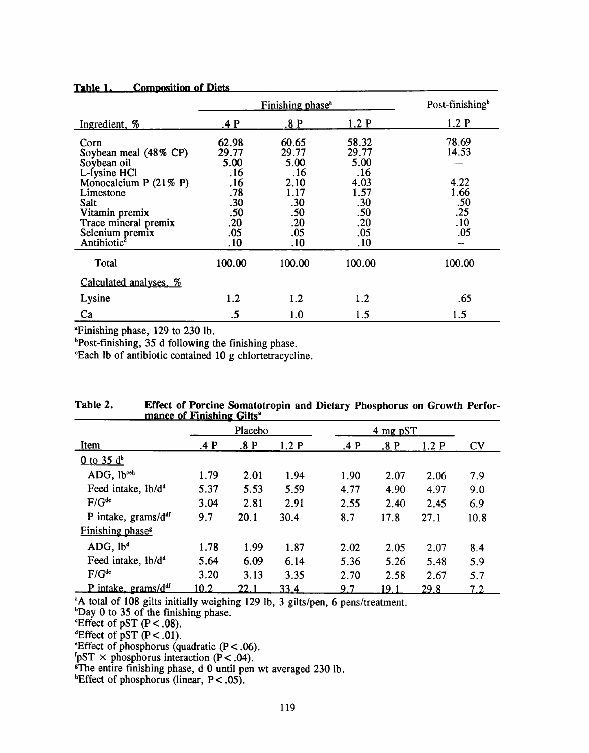**Table 1. Composition of Diets**

| Ingredient, % | Finishing phase[a] | | | Post-finishing[b] |
|---|---|---|---|---|
| | .4 P | .8 P | 1.2 P | 1.2 P |
| Corn | 62.98 | 60.65 | 58.32 | 78.69 |
| Soybean meal (48% CP) | 29.77 | 29.77 | 29.77 | 14.53 |
| Soybean oil | 5.00 | 5.00 | 5.00 | — |
| L-lysine HCl | .16 | .16 | .16 | — |
| Monocalcium P (21% P) | .16 | 2.10 | 4.03 | 4.22 |
| Limestone | .78 | 1.17 | 1.57 | 1.66 |
| Salt | .30 | .30 | .30 | .50 |
| Vitamin premix | .50 | .50 | .50 | .25 |
| Trace mineral premix | .20 | .20 | .20 | .10 |
| Selenium premix | .05 | .05 | .05 | .05 |
| Antibiotic[c] | .10 | .10 | .10 | -- |
| Total | 100.00 | 100.00 | 100.00 | 100.00 |
| Calculated analyses, % | | | | |
| Lysine | 1.2 | 1.2 | 1.2 | .65 |
| Ca | .5 | 1.0 | 1.5 | 1.5 |

[a]Finishing phase, 129 to 230 lb.
[b]Post-finishing, 35 d following the finishing phase.
[c]Each lb of antibiotic contained 10 g chlortetracycline.

**Table 2. Effect of Porcine Somatotropin and Dietary Phosphorus on Growth Performance of Finishing Gilts[a]**

| Item | Placebo | | | 4 mg pST | | | CV |
|---|---|---|---|---|---|---|---|
| | .4 P | .8 P | 1.2 P | .4 P | .8 P | 1.2 P | |
| 0 to 35 d[b] | | | | | | | |
| ADG, lb[ceh] | 1.79 | 2.01 | 1.94 | 1.90 | 2.07 | 2.06 | 7.9 |
| Feed intake, lb/d[d] | 5.37 | 5.53 | 5.59 | 4.77 | 4.90 | 4.97 | 9.0 |
| F/G[de] | 3.04 | 2.81 | 2.91 | 2.55 | 2.40 | 2.45 | 6.9 |
| P intake, grams/d[df] | 9.7 | 20.1 | 30.4 | 8.7 | 17.8 | 27.1 | 10.8 |
| Finishing phase[g] | | | | | | | |
| ADG, lb[d] | 1.78 | 1.99 | 1.87 | 2.02 | 2.05 | 2.07 | 8.4 |
| Feed intake, lb/d[d] | 5.64 | 6.09 | 6.14 | 5.36 | 5.26 | 5.48 | 5.9 |
| F/G[de] | 3.20 | 3.13 | 3.35 | 2.70 | 2.58 | 2.67 | 5.7 |
| P intake, grams/d[df] | 10.2 | 22.1 | 33.4 | 9.7 | 19.1 | 29.8 | 7.2 |

[a]A total of 108 gilts initially weighing 129 lb, 3 gilts/pen, 6 pens/treatment.
[b]Day 0 to 35 of the finishing phase.
[c]Effect of pST ($P < .08$).
[d]Effect of pST ($P < .01$).
[e]Effect of phosphorus (quadratic $P < .06$).
[f]pST × phosphorus interaction ($P < .04$).
[g]The entire finishing phase, d 0 until pen wt averaged 230 lb.
[h]Effect of phosphorus (linear, $P < .05$).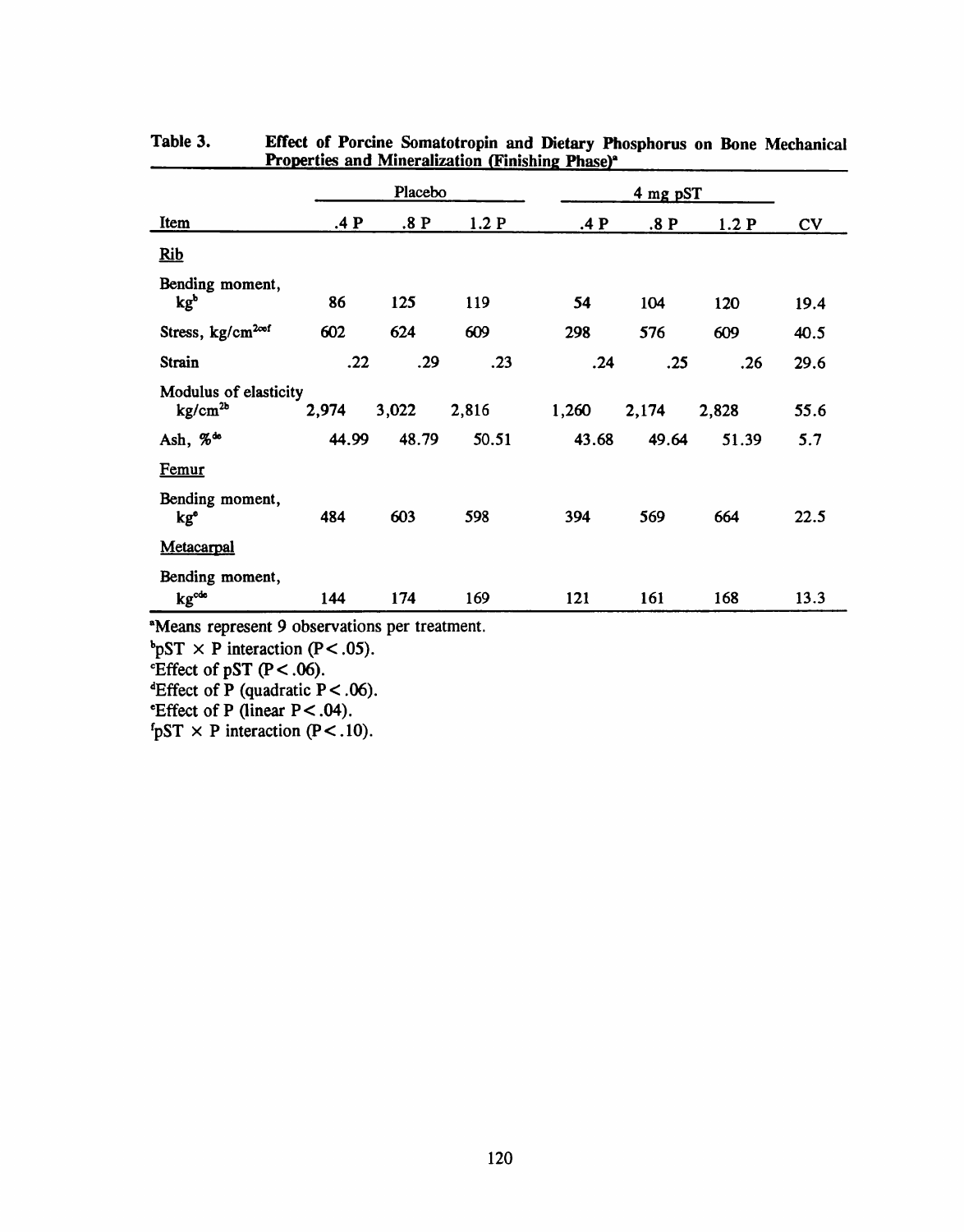Table 3. **Effect of Porcine Somatotropin and Dietary Phosphorus on Bone Mechanical Properties and Mineralization (Finishing Phase)[a]**

| | Placebo | | | 4 mg pST | | | |
|---|---|---|---|---|---|---|---|
| Item | .4 P | .8 P | 1.2 P | .4 P | .8 P | 1.2 P | CV |
| Rib | | | | | | | |
| Bending moment, kg[b] | 86 | 125 | 119 | 54 | 104 | 120 | 19.4 |
| Stress, $kg/cm^2$[cef] | 602 | 624 | 609 | 298 | 576 | 609 | 40.5 |
| Strain | .22 | .29 | .23 | .24 | .25 | .26 | 29.6 |
| Modulus of elasticity $kg/cm^2$[b] | 2,974 | 3,022 | 2,816 | 1,260 | 2,174 | 2,828 | 55.6 |
| Ash, %[de] | 44.99 | 48.79 | 50.51 | 43.68 | 49.64 | 51.39 | 5.7 |
| Femur | | | | | | | |
| Bending moment, kg[e] | 484 | 603 | 598 | 394 | 569 | 664 | 22.5 |
| Metacarpal | | | | | | | |
| Bending moment, kg[cde] | 144 | 174 | 169 | 121 | 161 | 168 | 13.3 |

[a]Means represent 9 observations per treatment.
[b]pST × P interaction ($P < .05$).
[c]Effect of pST ($P < .06$).
[d]Effect of P (quadratic $P < .06$).
[e]Effect of P (linear $P < .04$).
[f]pST × P interaction ($P < .10$).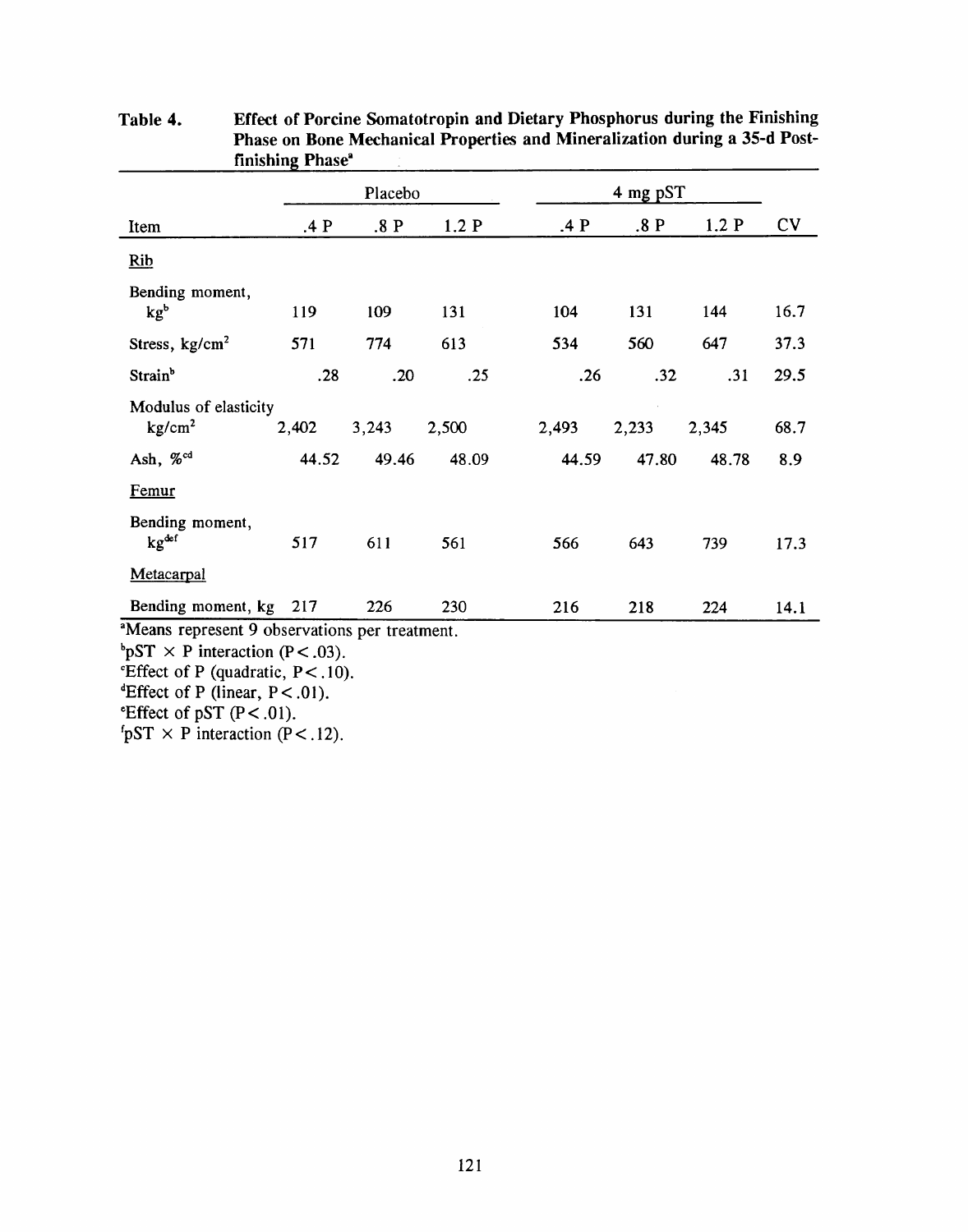Table 4. Effect of Porcine Somatotropin and Dietary Phosphorus during the Finishing Phase on Bone Mechanical Properties and Mineralization during a 35-d Post-finishing Phase[a]

| | Placebo | | | 4 mg pST | | | |
|---|---|---|---|---|---|---|---|
| Item | .4 P | .8 P | 1.2 P | .4 P | .8 P | 1.2 P | CV |
| Rib | | | | | | | |
| Bending moment, kg[b] | 119 | 109 | 131 | 104 | 131 | 144 | 16.7 |
| Stress, kg/cm$^2$ | 571 | 774 | 613 | 534 | 560 | 647 | 37.3 |
| Strain[b] | .28 | .20 | .25 | .26 | .32 | .31 | 29.5 |
| Modulus of elasticity kg/cm$^2$ | 2,402 | 3,243 | 2,500 | 2,493 | 2,233 | 2,345 | 68.7 |
| Ash, %[cd] | 44.52 | 49.46 | 48.09 | 44.59 | 47.80 | 48.78 | 8.9 |
| Femur | | | | | | | |
| Bending moment, kg[def] | 517 | 611 | 561 | 566 | 643 | 739 | 17.3 |
| Metacarpal | | | | | | | |
| Bending moment, kg | 217 | 226 | 230 | 216 | 218 | 224 | 14.1 |

[a]Means represent 9 observations per treatment.
[b]pST × P interaction ($P < .03$).
[c]Effect of P (quadratic, $P < .10$).
[d]Effect of P (linear, $P < .01$).
[e]Effect of pST ($P < .01$).
[f]pST × P interaction ($P < .12$).